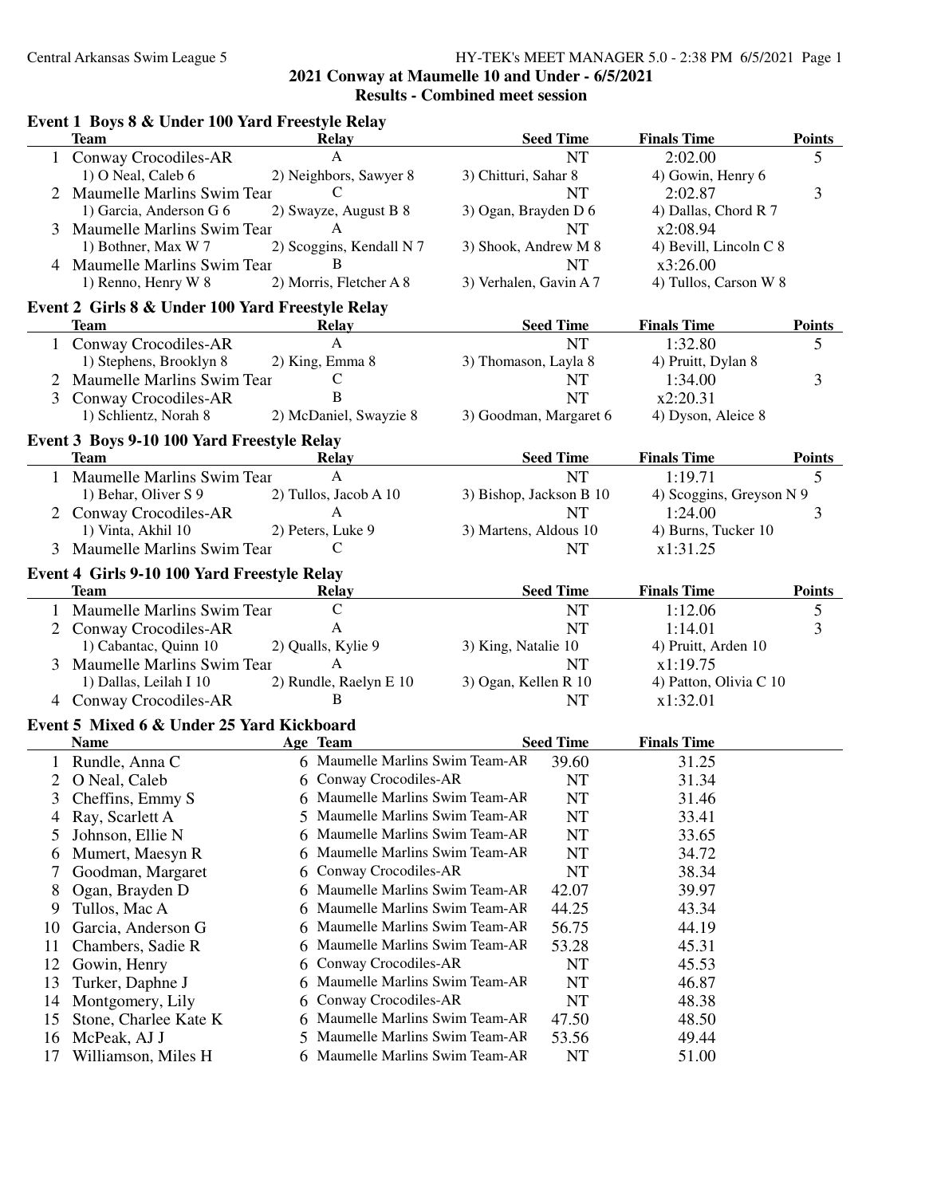**2021 Conway at Maumelle 10 and Under - 6/5/2021**
**Results - Combined meet session**

### Event 1 Boys 8 & Under 100 Yard Freestyle Relay

| | Team | Relay | Seed Time | Finals Time | Points |
|---|---|---|---|---|---|
| 1 | Conway Crocodiles-AR | A | NT | 2:02.00 | 5 |
| | 1) O Neal, Caleb 6 | 2) Neighbors, Sawyer 8 | 3) Chitturi, Sahar 8 | 4) Gowin, Henry 6 | |
| 2 | Maumelle Marlins Swim Tear | C | NT | 2:02.87 | 3 |
| | 1) Garcia, Anderson G 6 | 2) Swayze, August B 8 | 3) Ogan, Brayden D 6 | 4) Dallas, Chord R 7 | |
| 3 | Maumelle Marlins Swim Tear | A | NT | x2:08.94 | |
| | 1) Bothner, Max W 7 | 2) Scoggins, Kendall N 7 | 3) Shook, Andrew M 8 | 4) Bevill, Lincoln C 8 | |
| 4 | Maumelle Marlins Swim Tear | B | NT | x3:26.00 | |
| | 1) Renno, Henry W 8 | 2) Morris, Fletcher A 8 | 3) Verhalen, Gavin A 7 | 4) Tullos, Carson W 8 | |

### Event 2 Girls 8 & Under 100 Yard Freestyle Relay

| | Team | Relay | Seed Time | Finals Time | Points |
|---|---|---|---|---|---|
| 1 | Conway Crocodiles-AR | A | NT | 1:32.80 | 5 |
| | 1) Stephens, Brooklyn 8 | 2) King, Emma 8 | 3) Thomason, Layla 8 | 4) Pruitt, Dylan 8 | |
| 2 | Maumelle Marlins Swim Tear | C | NT | 1:34.00 | 3 |
| 3 | Conway Crocodiles-AR | B | NT | x2:20.31 | |
| | 1) Schlientz, Norah 8 | 2) McDaniel, Swayzie 8 | 3) Goodman, Margaret 6 | 4) Dyson, Aleice 8 | |

### Event 3 Boys 9-10 100 Yard Freestyle Relay

| | Team | Relay | Seed Time | Finals Time | Points |
|---|---|---|---|---|---|
| 1 | Maumelle Marlins Swim Tear | A | NT | 1:19.71 | 5 |
| | 1) Behar, Oliver S 9 | 2) Tullos, Jacob A 10 | 3) Bishop, Jackson B 10 | 4) Scoggins, Greyson N 9 | |
| 2 | Conway Crocodiles-AR | A | NT | 1:24.00 | 3 |
| | 1) Vinta, Akhil 10 | 2) Peters, Luke 9 | 3) Martens, Aldous 10 | 4) Burns, Tucker 10 | |
| 3 | Maumelle Marlins Swim Tear | C | NT | x1:31.25 | |

### Event 4 Girls 9-10 100 Yard Freestyle Relay

| | Team | Relay | Seed Time | Finals Time | Points |
|---|---|---|---|---|---|
| 1 | Maumelle Marlins Swim Tear | C | NT | 1:12.06 | 5 |
| 2 | Conway Crocodiles-AR | A | NT | 1:14.01 | 3 |
| | 1) Cabantac, Quinn 10 | 2) Qualls, Kylie 9 | 3) King, Natalie 10 | 4) Pruitt, Arden 10 | |
| 3 | Maumelle Marlins Swim Tear | A | NT | x1:19.75 | |
| | 1) Dallas, Leilah I 10 | 2) Rundle, Raelyn E 10 | 3) Ogan, Kellen R 10 | 4) Patton, Olivia C 10 | |
| 4 | Conway Crocodiles-AR | B | NT | x1:32.01 | |

### Event 5 Mixed 6 & Under 25 Yard Kickboard

| | Name | Age | Team | Seed Time | Finals Time |
|---|---|---|---|---|---|
| 1 | Rundle, Anna C | 6 | Maumelle Marlins Swim Team-AR | 39.60 | 31.25 |
| 2 | O Neal, Caleb | 6 | Conway Crocodiles-AR | NT | 31.34 |
| 3 | Cheffins, Emmy S | 6 | Maumelle Marlins Swim Team-AR | NT | 31.46 |
| 4 | Ray, Scarlett A | 5 | Maumelle Marlins Swim Team-AR | NT | 33.41 |
| 5 | Johnson, Ellie N | 6 | Maumelle Marlins Swim Team-AR | NT | 33.65 |
| 6 | Mumert, Maesyn R | 6 | Maumelle Marlins Swim Team-AR | NT | 34.72 |
| 7 | Goodman, Margaret | 6 | Conway Crocodiles-AR | NT | 38.34 |
| 8 | Ogan, Brayden D | 6 | Maumelle Marlins Swim Team-AR | 42.07 | 39.97 |
| 9 | Tullos, Mac A | 6 | Maumelle Marlins Swim Team-AR | 44.25 | 43.34 |
| 10 | Garcia, Anderson G | 6 | Maumelle Marlins Swim Team-AR | 56.75 | 44.19 |
| 11 | Chambers, Sadie R | 6 | Maumelle Marlins Swim Team-AR | 53.28 | 45.31 |
| 12 | Gowin, Henry | 6 | Conway Crocodiles-AR | NT | 45.53 |
| 13 | Turker, Daphne J | 6 | Maumelle Marlins Swim Team-AR | NT | 46.87 |
| 14 | Montgomery, Lily | 6 | Conway Crocodiles-AR | NT | 48.38 |
| 15 | Stone, Charlee Kate K | 6 | Maumelle Marlins Swim Team-AR | 47.50 | 48.50 |
| 16 | McPeak, AJ J | 5 | Maumelle Marlins Swim Team-AR | 53.56 | 49.44 |
| 17 | Williamson, Miles H | 6 | Maumelle Marlins Swim Team-AR | NT | 51.00 |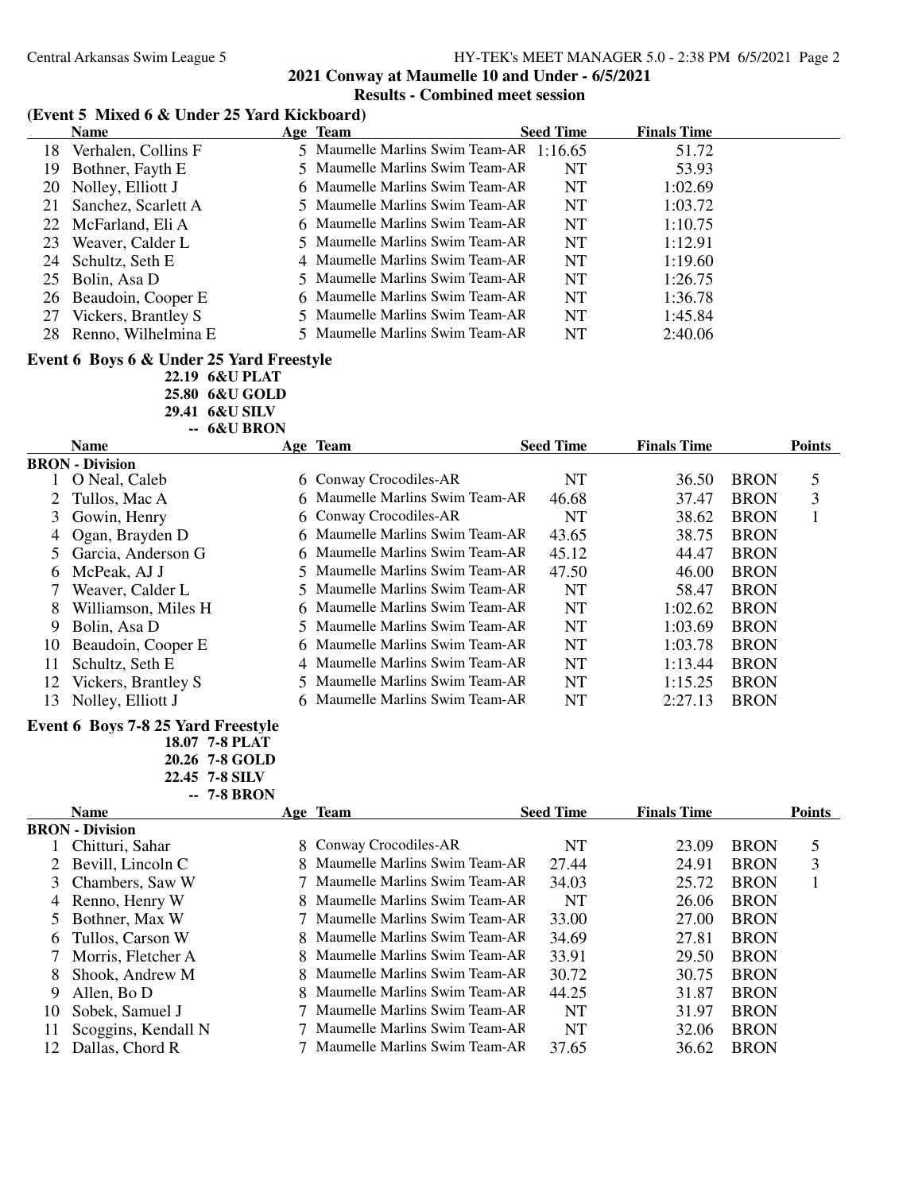## 2021 Conway at Maumelle 10 and Under - 6/5/2021

### Results - Combined meet session

### (Event 5 Mixed 6 & Under 25 Yard Kickboard)

| | Name | Age | Team | Seed Time | Finals Time |
|---|---|---|---|---|---|
| 18 | Verhalen, Collins F | 5 | Maumelle Marlins Swim Team-AR | 1:16.65 | 51.72 |
| 19 | Bothner, Fayth E | 5 | Maumelle Marlins Swim Team-AR | NT | 53.93 |
| 20 | Nolley, Elliott J | 6 | Maumelle Marlins Swim Team-AR | NT | 1:02.69 |
| 21 | Sanchez, Scarlett A | 5 | Maumelle Marlins Swim Team-AR | NT | 1:03.72 |
| 22 | McFarland, Eli A | 6 | Maumelle Marlins Swim Team-AR | NT | 1:10.75 |
| 23 | Weaver, Calder L | 5 | Maumelle Marlins Swim Team-AR | NT | 1:12.91 |
| 24 | Schultz, Seth E | 4 | Maumelle Marlins Swim Team-AR | NT | 1:19.60 |
| 25 | Bolin, Asa D | 5 | Maumelle Marlins Swim Team-AR | NT | 1:26.75 |
| 26 | Beaudoin, Cooper E | 6 | Maumelle Marlins Swim Team-AR | NT | 1:36.78 |
| 27 | Vickers, Brantley S | 5 | Maumelle Marlins Swim Team-AR | NT | 1:45.84 |
| 28 | Renno, Wilhelmina E | 5 | Maumelle Marlins Swim Team-AR | NT | 2:40.06 |

### Event 6 Boys 6 & Under 25 Yard Freestyle

22.19 6&U PLAT
25.80 6&U GOLD
29.41 6&U SILV
-- 6&U BRON

| | Name | Age | Team | Seed Time | Finals Time | | Points |
|---|---|---|---|---|---|---|---|
| **BRON - Division** | | | | | | | |
| 1 | O Neal, Caleb | 6 | Conway Crocodiles-AR | NT | 36.50 | BRON | 5 |
| 2 | Tullos, Mac A | 6 | Maumelle Marlins Swim Team-AR | 46.68 | 37.47 | BRON | 3 |
| 3 | Gowin, Henry | 6 | Conway Crocodiles-AR | NT | 38.62 | BRON | 1 |
| 4 | Ogan, Brayden D | 6 | Maumelle Marlins Swim Team-AR | 43.65 | 38.75 | BRON | |
| 5 | Garcia, Anderson G | 6 | Maumelle Marlins Swim Team-AR | 45.12 | 44.47 | BRON | |
| 6 | McPeak, AJ J | 5 | Maumelle Marlins Swim Team-AR | 47.50 | 46.00 | BRON | |
| 7 | Weaver, Calder L | 5 | Maumelle Marlins Swim Team-AR | NT | 58.47 | BRON | |
| 8 | Williamson, Miles H | 6 | Maumelle Marlins Swim Team-AR | NT | 1:02.62 | BRON | |
| 9 | Bolin, Asa D | 5 | Maumelle Marlins Swim Team-AR | NT | 1:03.69 | BRON | |
| 10 | Beaudoin, Cooper E | 6 | Maumelle Marlins Swim Team-AR | NT | 1:03.78 | BRON | |
| 11 | Schultz, Seth E | 4 | Maumelle Marlins Swim Team-AR | NT | 1:13.44 | BRON | |
| 12 | Vickers, Brantley S | 5 | Maumelle Marlins Swim Team-AR | NT | 1:15.25 | BRON | |
| 13 | Nolley, Elliott J | 6 | Maumelle Marlins Swim Team-AR | NT | 2:27.13 | BRON | |

### Event 6 Boys 7-8 25 Yard Freestyle

18.07 7-8 PLAT
20.26 7-8 GOLD
22.45 7-8 SILV
-- 7-8 BRON

| | Name | Age | Team | Seed Time | Finals Time | | Points |
|---|---|---|---|---|---|---|---|
| **BRON - Division** | | | | | | | |
| 1 | Chitturi, Sahar | 8 | Conway Crocodiles-AR | NT | 23.09 | BRON | 5 |
| 2 | Bevill, Lincoln C | 8 | Maumelle Marlins Swim Team-AR | 27.44 | 24.91 | BRON | 3 |
| 3 | Chambers, Saw W | 7 | Maumelle Marlins Swim Team-AR | 34.03 | 25.72 | BRON | 1 |
| 4 | Renno, Henry W | 8 | Maumelle Marlins Swim Team-AR | NT | 26.06 | BRON | |
| 5 | Bothner, Max W | 7 | Maumelle Marlins Swim Team-AR | 33.00 | 27.00 | BRON | |
| 6 | Tullos, Carson W | 8 | Maumelle Marlins Swim Team-AR | 34.69 | 27.81 | BRON | |
| 7 | Morris, Fletcher A | 8 | Maumelle Marlins Swim Team-AR | 33.91 | 29.50 | BRON | |
| 8 | Shook, Andrew M | 8 | Maumelle Marlins Swim Team-AR | 30.72 | 30.75 | BRON | |
| 9 | Allen, Bo D | 8 | Maumelle Marlins Swim Team-AR | 44.25 | 31.87 | BRON | |
| 10 | Sobek, Samuel J | 7 | Maumelle Marlins Swim Team-AR | NT | 31.97 | BRON | |
| 11 | Scoggins, Kendall N | 7 | Maumelle Marlins Swim Team-AR | NT | 32.06 | BRON | |
| 12 | Dallas, Chord R | 7 | Maumelle Marlins Swim Team-AR | 37.65 | 36.62 | BRON | |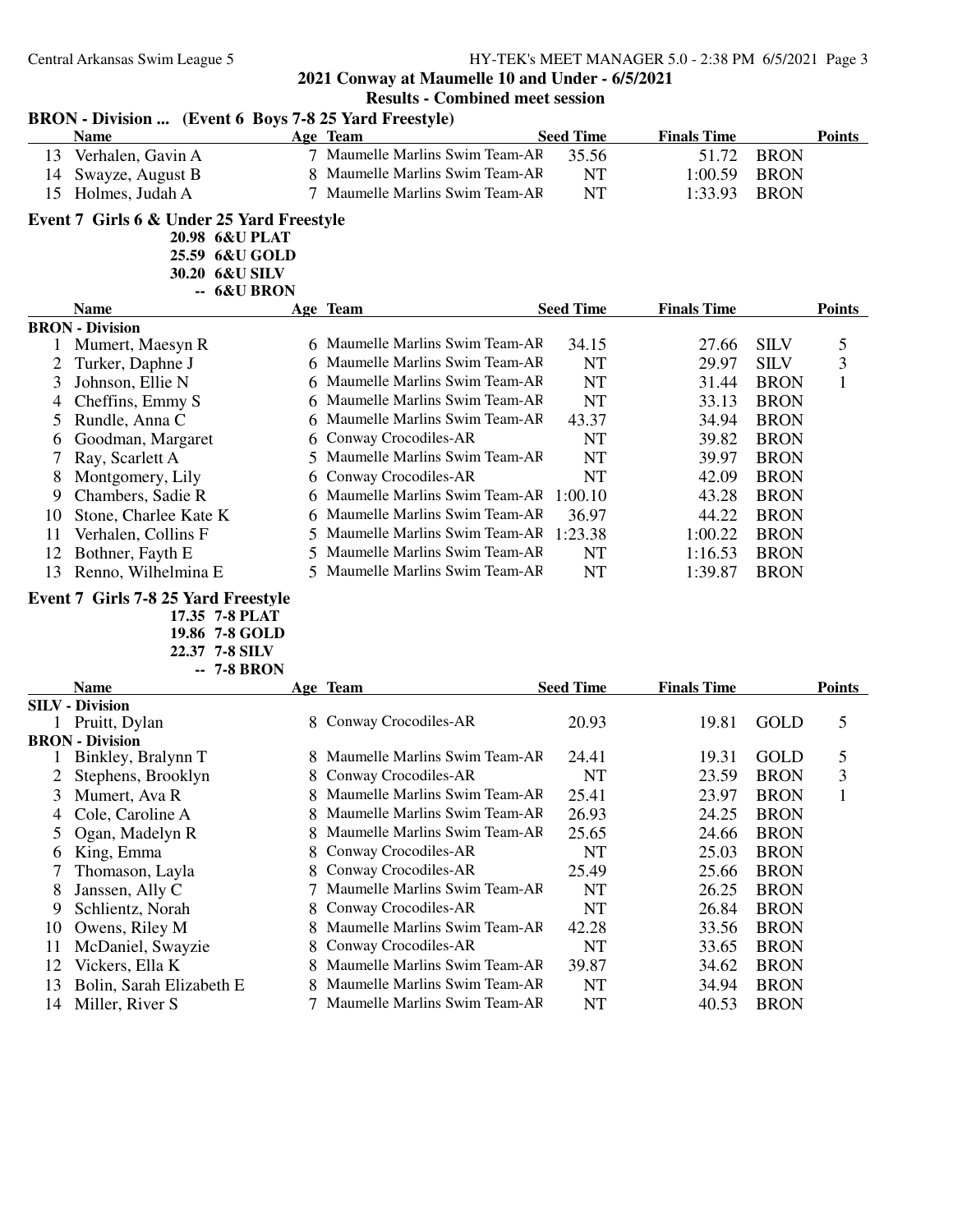**2021 Conway at Maumelle 10 and Under - 6/5/2021**

**Results - Combined meet session**

**BRON - Division ... (Event 6 Boys 7-8 25 Yard Freestyle)**

| | Name | Age | Team | Seed Time | Finals Time | | Points |
|---|---|---|---|---|---|---|---|
| 13 | Verhalen, Gavin A | 7 | Maumelle Marlins Swim Team-AR | 35.56 | 51.72 | BRON | |
| 14 | Swayze, August B | 8 | Maumelle Marlins Swim Team-AR | NT | 1:00.59 | BRON | |
| 15 | Holmes, Judah A | 7 | Maumelle Marlins Swim Team-AR | NT | 1:33.93 | BRON | |

**Event 7 Girls 6 & Under 25 Yard Freestyle**

20.98 6&U PLAT
25.59 6&U GOLD
30.20 6&U SILV
-- 6&U BRON

| | Name | Age | Team | Seed Time | Finals Time | | Points |
|---|---|---|---|---|---|---|---|
| **BRON - Division** | | | | | | | |
| 1 | Mumert, Maesyn R | 6 | Maumelle Marlins Swim Team-AR | 34.15 | 27.66 | SILV | 5 |
| 2 | Turker, Daphne J | 6 | Maumelle Marlins Swim Team-AR | NT | 29.97 | SILV | 3 |
| 3 | Johnson, Ellie N | 6 | Maumelle Marlins Swim Team-AR | NT | 31.44 | BRON | 1 |
| 4 | Cheffins, Emmy S | 6 | Maumelle Marlins Swim Team-AR | NT | 33.13 | BRON | |
| 5 | Rundle, Anna C | 6 | Maumelle Marlins Swim Team-AR | 43.37 | 34.94 | BRON | |
| 6 | Goodman, Margaret | 6 | Conway Crocodiles-AR | NT | 39.82 | BRON | |
| 7 | Ray, Scarlett A | 5 | Maumelle Marlins Swim Team-AR | NT | 39.97 | BRON | |
| 8 | Montgomery, Lily | 6 | Conway Crocodiles-AR | NT | 42.09 | BRON | |
| 9 | Chambers, Sadie R | 6 | Maumelle Marlins Swim Team-AR | 1:00.10 | 43.28 | BRON | |
| 10 | Stone, Charlee Kate K | 6 | Maumelle Marlins Swim Team-AR | 36.97 | 44.22 | BRON | |
| 11 | Verhalen, Collins F | 5 | Maumelle Marlins Swim Team-AR | 1:23.38 | 1:00.22 | BRON | |
| 12 | Bothner, Fayth E | 5 | Maumelle Marlins Swim Team-AR | NT | 1:16.53 | BRON | |
| 13 | Renno, Wilhelmina E | 5 | Maumelle Marlins Swim Team-AR | NT | 1:39.87 | BRON | |

**Event 7 Girls 7-8 25 Yard Freestyle**

17.35 7-8 PLAT
19.86 7-8 GOLD
22.37 7-8 SILV
-- 7-8 BRON

| | Name | Age | Team | Seed Time | Finals Time | | Points |
|---|---|---|---|---|---|---|---|
| **SILV - Division** | | | | | | | |
| 1 | Pruitt, Dylan | 8 | Conway Crocodiles-AR | 20.93 | 19.81 | GOLD | 5 |
| **BRON - Division** | | | | | | | |
| 1 | Binkley, Bralynn T | 8 | Maumelle Marlins Swim Team-AR | 24.41 | 19.31 | GOLD | 5 |
| 2 | Stephens, Brooklyn | 8 | Conway Crocodiles-AR | NT | 23.59 | BRON | 3 |
| 3 | Mumert, Ava R | 8 | Maumelle Marlins Swim Team-AR | 25.41 | 23.97 | BRON | 1 |
| 4 | Cole, Caroline A | 8 | Maumelle Marlins Swim Team-AR | 26.93 | 24.25 | BRON | |
| 5 | Ogan, Madelyn R | 8 | Maumelle Marlins Swim Team-AR | 25.65 | 24.66 | BRON | |
| 6 | King, Emma | 8 | Conway Crocodiles-AR | NT | 25.03 | BRON | |
| 7 | Thomason, Layla | 8 | Conway Crocodiles-AR | 25.49 | 25.66 | BRON | |
| 8 | Janssen, Ally C | 7 | Maumelle Marlins Swim Team-AR | NT | 26.25 | BRON | |
| 9 | Schlientz, Norah | 8 | Conway Crocodiles-AR | NT | 26.84 | BRON | |
| 10 | Owens, Riley M | 8 | Maumelle Marlins Swim Team-AR | 42.28 | 33.56 | BRON | |
| 11 | McDaniel, Swayzie | 8 | Conway Crocodiles-AR | NT | 33.65 | BRON | |
| 12 | Vickers, Ella K | 8 | Maumelle Marlins Swim Team-AR | 39.87 | 34.62 | BRON | |
| 13 | Bolin, Sarah Elizabeth E | 8 | Maumelle Marlins Swim Team-AR | NT | 34.94 | BRON | |
| 14 | Miller, River S | 7 | Maumelle Marlins Swim Team-AR | NT | 40.53 | BRON | |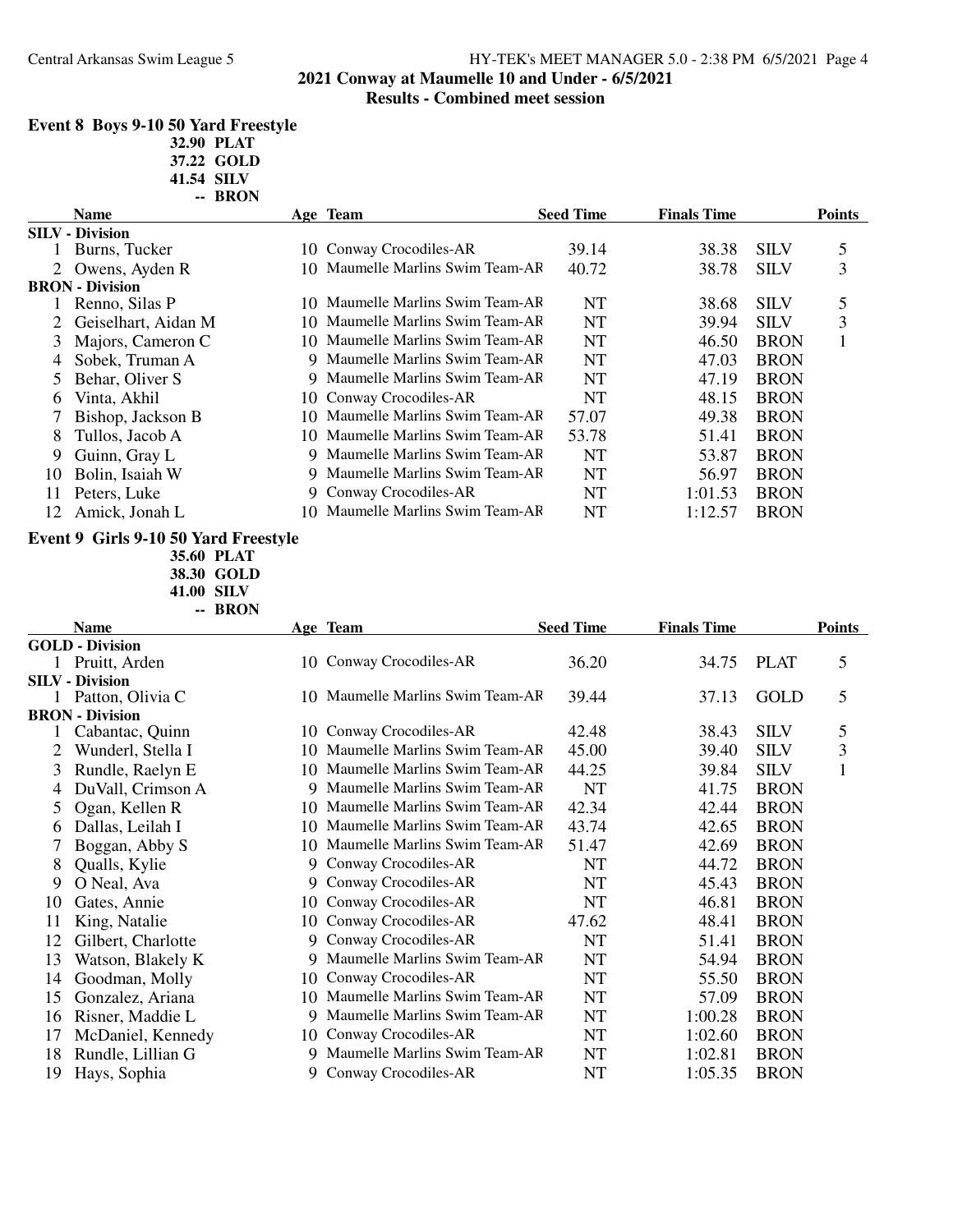**2021 Conway at Maumelle 10 and Under - 6/5/2021**

**Results - Combined meet session**

## Event 8 Boys 9-10 50 Yard Freestyle

32.90 PLAT
37.22 GOLD
41.54 SILV
-- BRON

| | Name | Age | Team | Seed Time | Finals Time | | Points |
|---|---|---|---|---|---|---|---|
| **SILV - Division** | | | | | | | |
| 1 | Burns, Tucker | 10 | Conway Crocodiles-AR | 39.14 | 38.38 | SILV | 5 |
| 2 | Owens, Ayden R | 10 | Maumelle Marlins Swim Team-AR | 40.72 | 38.78 | SILV | 3 |
| **BRON - Division** | | | | | | | |
| 1 | Renno, Silas P | 10 | Maumelle Marlins Swim Team-AR | NT | 38.68 | SILV | 5 |
| 2 | Geiselhart, Aidan M | 10 | Maumelle Marlins Swim Team-AR | NT | 39.94 | SILV | 3 |
| 3 | Majors, Cameron C | 10 | Maumelle Marlins Swim Team-AR | NT | 46.50 | BRON | 1 |
| 4 | Sobek, Truman A | 9 | Maumelle Marlins Swim Team-AR | NT | 47.03 | BRON | |
| 5 | Behar, Oliver S | 9 | Maumelle Marlins Swim Team-AR | NT | 47.19 | BRON | |
| 6 | Vinta, Akhil | 10 | Conway Crocodiles-AR | NT | 48.15 | BRON | |
| 7 | Bishop, Jackson B | 10 | Maumelle Marlins Swim Team-AR | 57.07 | 49.38 | BRON | |
| 8 | Tullos, Jacob A | 10 | Maumelle Marlins Swim Team-AR | 53.78 | 51.41 | BRON | |
| 9 | Guinn, Gray L | 9 | Maumelle Marlins Swim Team-AR | NT | 53.87 | BRON | |
| 10 | Bolin, Isaiah W | 9 | Maumelle Marlins Swim Team-AR | NT | 56.97 | BRON | |
| 11 | Peters, Luke | 9 | Conway Crocodiles-AR | NT | 1:01.53 | BRON | |
| 12 | Amick, Jonah L | 10 | Maumelle Marlins Swim Team-AR | NT | 1:12.57 | BRON | |

## Event 9 Girls 9-10 50 Yard Freestyle

35.60 PLAT
38.30 GOLD
41.00 SILV
-- BRON

| | Name | Age | Team | Seed Time | Finals Time | | Points |
|---|---|---|---|---|---|---|---|
| **GOLD - Division** | | | | | | | |
| 1 | Pruitt, Arden | 10 | Conway Crocodiles-AR | 36.20 | 34.75 | PLAT | 5 |
| **SILV - Division** | | | | | | | |
| 1 | Patton, Olivia C | 10 | Maumelle Marlins Swim Team-AR | 39.44 | 37.13 | GOLD | 5 |
| **BRON - Division** | | | | | | | |
| 1 | Cabantac, Quinn | 10 | Conway Crocodiles-AR | 42.48 | 38.43 | SILV | 5 |
| 2 | Wunderl, Stella I | 10 | Maumelle Marlins Swim Team-AR | 45.00 | 39.40 | SILV | 3 |
| 3 | Rundle, Raelyn E | 10 | Maumelle Marlins Swim Team-AR | 44.25 | 39.84 | SILV | 1 |
| 4 | DuVall, Crimson A | 9 | Maumelle Marlins Swim Team-AR | NT | 41.75 | BRON | |
| 5 | Ogan, Kellen R | 10 | Maumelle Marlins Swim Team-AR | 42.34 | 42.44 | BRON | |
| 6 | Dallas, Leilah I | 10 | Maumelle Marlins Swim Team-AR | 43.74 | 42.65 | BRON | |
| 7 | Boggan, Abby S | 10 | Maumelle Marlins Swim Team-AR | 51.47 | 42.69 | BRON | |
| 8 | Qualls, Kylie | 9 | Conway Crocodiles-AR | NT | 44.72 | BRON | |
| 9 | O Neal, Ava | 9 | Conway Crocodiles-AR | NT | 45.43 | BRON | |
| 10 | Gates, Annie | 10 | Conway Crocodiles-AR | NT | 46.81 | BRON | |
| 11 | King, Natalie | 10 | Conway Crocodiles-AR | 47.62 | 48.41 | BRON | |
| 12 | Gilbert, Charlotte | 9 | Conway Crocodiles-AR | NT | 51.41 | BRON | |
| 13 | Watson, Blakely K | 9 | Maumelle Marlins Swim Team-AR | NT | 54.94 | BRON | |
| 14 | Goodman, Molly | 10 | Conway Crocodiles-AR | NT | 55.50 | BRON | |
| 15 | Gonzalez, Ariana | 10 | Maumelle Marlins Swim Team-AR | NT | 57.09 | BRON | |
| 16 | Risner, Maddie L | 9 | Maumelle Marlins Swim Team-AR | NT | 1:00.28 | BRON | |
| 17 | McDaniel, Kennedy | 10 | Conway Crocodiles-AR | NT | 1:02.60 | BRON | |
| 18 | Rundle, Lillian G | 9 | Maumelle Marlins Swim Team-AR | NT | 1:02.81 | BRON | |
| 19 | Hays, Sophia | 9 | Conway Crocodiles-AR | NT | 1:05.35 | BRON | |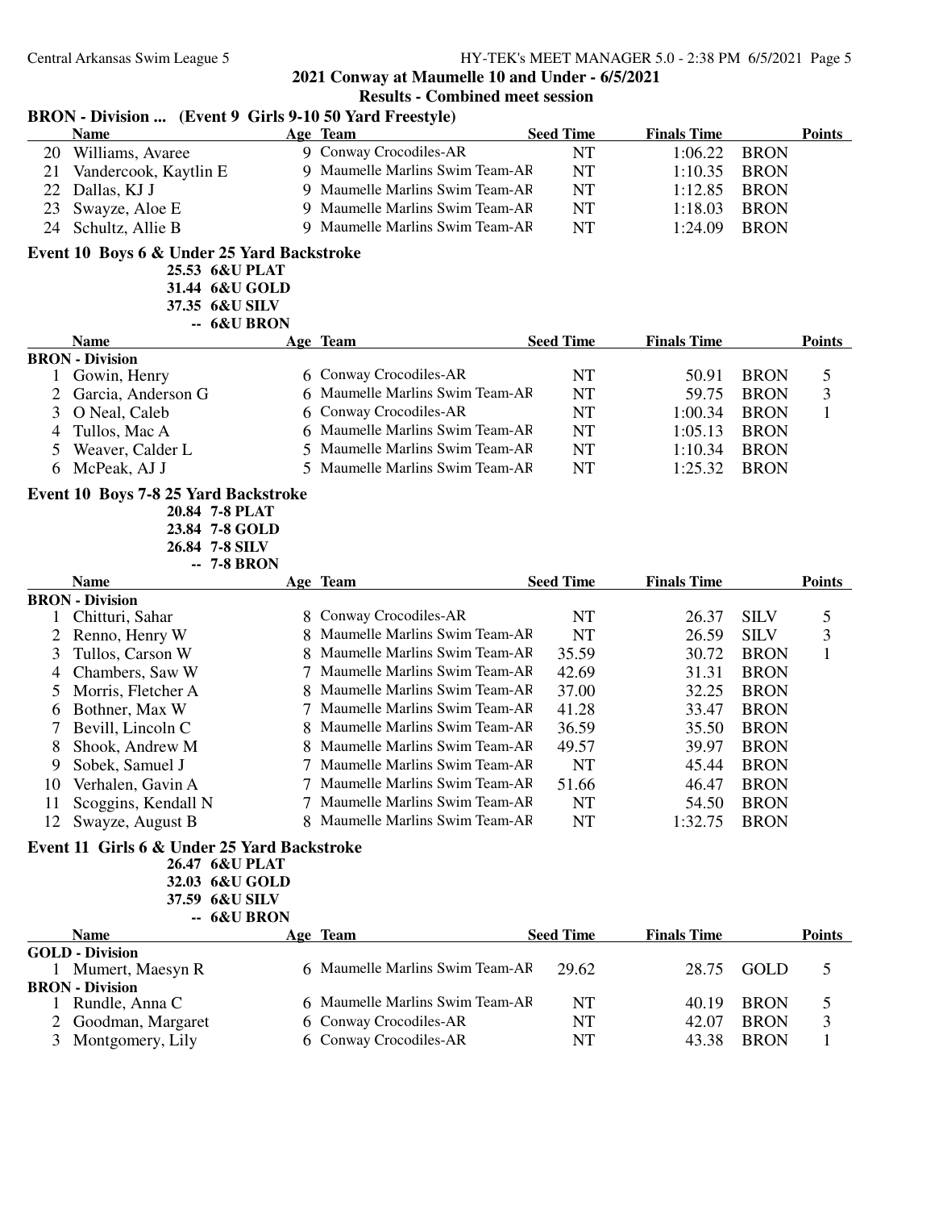## 2021 Conway at Maumelle 10 and Under - 6/5/2021

### Results - Combined meet session

**BRON - Division ... (Event 9 Girls 9-10 50 Yard Freestyle)**

| | Name | Age | Team | Seed Time | Finals Time | | Points |
|---|---|---|---|---|---|---|---|
| 20 | Williams, Avaree | 9 | Conway Crocodiles-AR | NT | 1:06.22 | BRON | |
| 21 | Vandercook, Kaytlin E | 9 | Maumelle Marlins Swim Team-AR | NT | 1:10.35 | BRON | |
| 22 | Dallas, KJ J | 9 | Maumelle Marlins Swim Team-AR | NT | 1:12.85 | BRON | |
| 23 | Swayze, Aloe E | 9 | Maumelle Marlins Swim Team-AR | NT | 1:18.03 | BRON | |
| 24 | Schultz, Allie B | 9 | Maumelle Marlins Swim Team-AR | NT | 1:24.09 | BRON | |

**Event 10 Boys 6 & Under 25 Yard Backstroke**

25.53 6&U PLAT
31.44 6&U GOLD
37.35 6&U SILV
-- 6&U BRON

| | Name | Age | Team | Seed Time | Finals Time | | Points |
|---|---|---|---|---|---|---|---|
| **BRON - Division** | | | | | | | |
| 1 | Gowin, Henry | 6 | Conway Crocodiles-AR | NT | 50.91 | BRON | 5 |
| 2 | Garcia, Anderson G | 6 | Maumelle Marlins Swim Team-AR | NT | 59.75 | BRON | 3 |
| 3 | O Neal, Caleb | 6 | Conway Crocodiles-AR | NT | 1:00.34 | BRON | 1 |
| 4 | Tullos, Mac A | 6 | Maumelle Marlins Swim Team-AR | NT | 1:05.13 | BRON | |
| 5 | Weaver, Calder L | 5 | Maumelle Marlins Swim Team-AR | NT | 1:10.34 | BRON | |
| 6 | McPeak, AJ J | 5 | Maumelle Marlins Swim Team-AR | NT | 1:25.32 | BRON | |

**Event 10 Boys 7-8 25 Yard Backstroke**

20.84 7-8 PLAT
23.84 7-8 GOLD
26.84 7-8 SILV
-- 7-8 BRON

| | Name | Age | Team | Seed Time | Finals Time | | Points |
|---|---|---|---|---|---|---|---|
| **BRON - Division** | | | | | | | |
| 1 | Chitturi, Sahar | 8 | Conway Crocodiles-AR | NT | 26.37 | SILV | 5 |
| 2 | Renno, Henry W | 8 | Maumelle Marlins Swim Team-AR | NT | 26.59 | SILV | 3 |
| 3 | Tullos, Carson W | 8 | Maumelle Marlins Swim Team-AR | 35.59 | 30.72 | BRON | 1 |
| 4 | Chambers, Saw W | 7 | Maumelle Marlins Swim Team-AR | 42.69 | 31.31 | BRON | |
| 5 | Morris, Fletcher A | 8 | Maumelle Marlins Swim Team-AR | 37.00 | 32.25 | BRON | |
| 6 | Bothner, Max W | 7 | Maumelle Marlins Swim Team-AR | 41.28 | 33.47 | BRON | |
| 7 | Bevill, Lincoln C | 8 | Maumelle Marlins Swim Team-AR | 36.59 | 35.50 | BRON | |
| 8 | Shook, Andrew M | 8 | Maumelle Marlins Swim Team-AR | 49.57 | 39.97 | BRON | |
| 9 | Sobek, Samuel J | 7 | Maumelle Marlins Swim Team-AR | NT | 45.44 | BRON | |
| 10 | Verhalen, Gavin A | 7 | Maumelle Marlins Swim Team-AR | 51.66 | 46.47 | BRON | |
| 11 | Scoggins, Kendall N | 7 | Maumelle Marlins Swim Team-AR | NT | 54.50 | BRON | |
| 12 | Swayze, August B | 8 | Maumelle Marlins Swim Team-AR | NT | 1:32.75 | BRON | |

**Event 11 Girls 6 & Under 25 Yard Backstroke**

26.47 6&U PLAT
32.03 6&U GOLD
37.59 6&U SILV
-- 6&U BRON

| | Name | Age | Team | Seed Time | Finals Time | | Points |
|---|---|---|---|---|---|---|---|
| **GOLD - Division** | | | | | | | |
| 1 | Mumert, Maesyn R | 6 | Maumelle Marlins Swim Team-AR | 29.62 | 28.75 | GOLD | 5 |
| **BRON - Division** | | | | | | | |
| 1 | Rundle, Anna C | 6 | Maumelle Marlins Swim Team-AR | NT | 40.19 | BRON | 5 |
| 2 | Goodman, Margaret | 6 | Conway Crocodiles-AR | NT | 42.07 | BRON | 3 |
| 3 | Montgomery, Lily | 6 | Conway Crocodiles-AR | NT | 43.38 | BRON | 1 |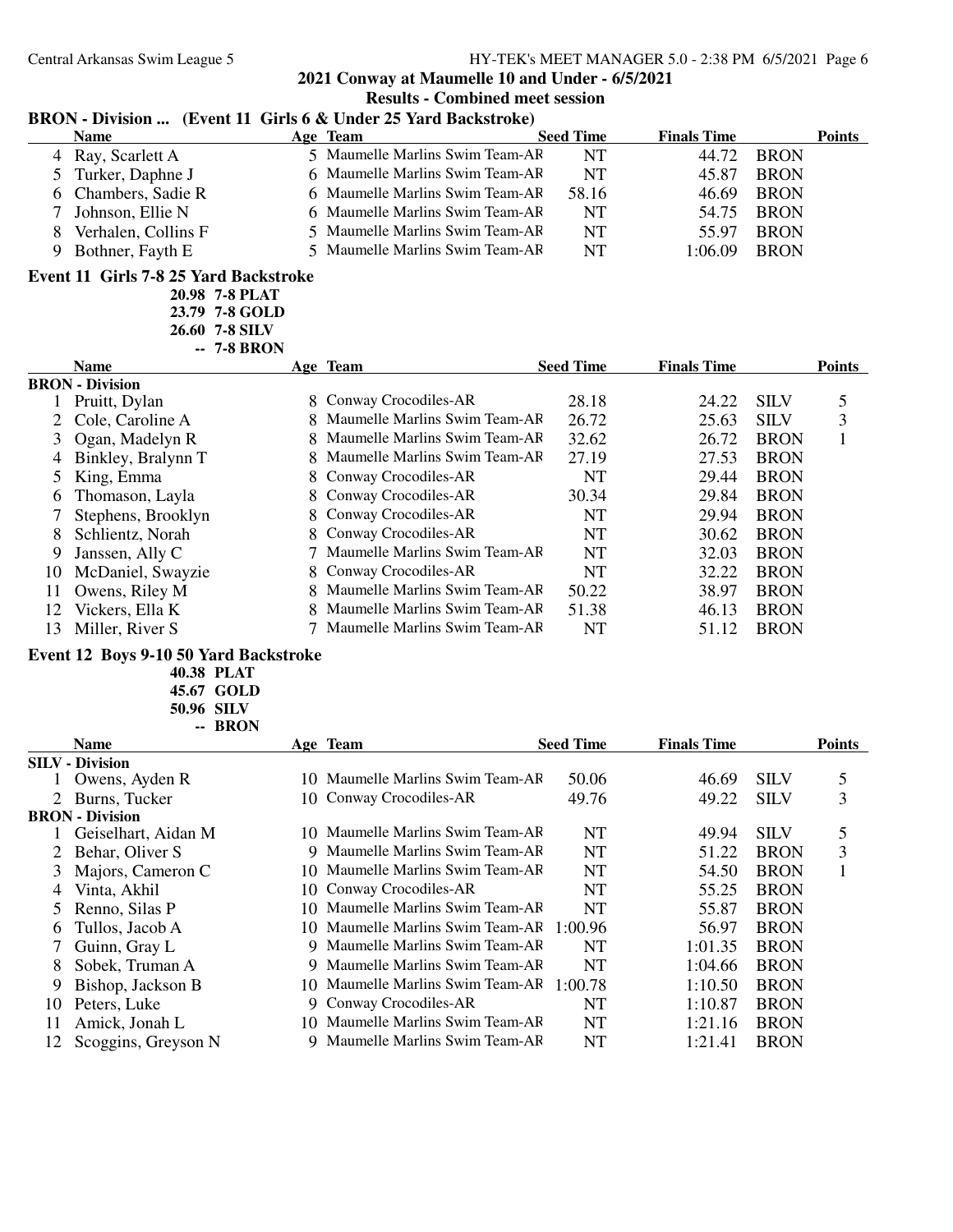**2021 Conway at Maumelle 10 and Under - 6/5/2021**

**Results - Combined meet session**

### BRON - Division ... (Event 11 Girls 6 & Under 25 Yard Backstroke)

| | Name | Age | Team | Seed Time | Finals Time | | Points |
|---|---|---|---|---|---|---|---|
| 4 | Ray, Scarlett A | 5 | Maumelle Marlins Swim Team-AR | NT | 44.72 | BRON | |
| 5 | Turker, Daphne J | 6 | Maumelle Marlins Swim Team-AR | NT | 45.87 | BRON | |
| 6 | Chambers, Sadie R | 6 | Maumelle Marlins Swim Team-AR | 58.16 | 46.69 | BRON | |
| 7 | Johnson, Ellie N | 6 | Maumelle Marlins Swim Team-AR | NT | 54.75 | BRON | |
| 8 | Verhalen, Collins F | 5 | Maumelle Marlins Swim Team-AR | NT | 55.97 | BRON | |
| 9 | Bothner, Fayth E | 5 | Maumelle Marlins Swim Team-AR | NT | 1:06.09 | BRON | |

### Event 11 Girls 7-8 25 Yard Backstroke

20.98 7-8 PLAT
23.79 7-8 GOLD
26.60 7-8 SILV
-- 7-8 BRON

| | Name | Age | Team | Seed Time | Finals Time | | Points |
|---|---|---|---|---|---|---|---|
| **BRON - Division** | | | | | | | |
| 1 | Pruitt, Dylan | 8 | Conway Crocodiles-AR | 28.18 | 24.22 | SILV | 5 |
| 2 | Cole, Caroline A | 8 | Maumelle Marlins Swim Team-AR | 26.72 | 25.63 | SILV | 3 |
| 3 | Ogan, Madelyn R | 8 | Maumelle Marlins Swim Team-AR | 32.62 | 26.72 | BRON | 1 |
| 4 | Binkley, Bralynn T | 8 | Maumelle Marlins Swim Team-AR | 27.19 | 27.53 | BRON | |
| 5 | King, Emma | 8 | Conway Crocodiles-AR | NT | 29.44 | BRON | |
| 6 | Thomason, Layla | 8 | Conway Crocodiles-AR | 30.34 | 29.84 | BRON | |
| 7 | Stephens, Brooklyn | 8 | Conway Crocodiles-AR | NT | 29.94 | BRON | |
| 8 | Schlientz, Norah | 8 | Conway Crocodiles-AR | NT | 30.62 | BRON | |
| 9 | Janssen, Ally C | 7 | Maumelle Marlins Swim Team-AR | NT | 32.03 | BRON | |
| 10 | McDaniel, Swayzie | 8 | Conway Crocodiles-AR | NT | 32.22 | BRON | |
| 11 | Owens, Riley M | 8 | Maumelle Marlins Swim Team-AR | 50.22 | 38.97 | BRON | |
| 12 | Vickers, Ella K | 8 | Maumelle Marlins Swim Team-AR | 51.38 | 46.13 | BRON | |
| 13 | Miller, River S | 7 | Maumelle Marlins Swim Team-AR | NT | 51.12 | BRON | |

### Event 12 Boys 9-10 50 Yard Backstroke

40.38 PLAT
45.67 GOLD
50.96 SILV
-- BRON

| | Name | Age | Team | Seed Time | Finals Time | | Points |
|---|---|---|---|---|---|---|---|
| **SILV - Division** | | | | | | | |
| 1 | Owens, Ayden R | 10 | Maumelle Marlins Swim Team-AR | 50.06 | 46.69 | SILV | 5 |
| 2 | Burns, Tucker | 10 | Conway Crocodiles-AR | 49.76 | 49.22 | SILV | 3 |
| **BRON - Division** | | | | | | | |
| 1 | Geiselhart, Aidan M | 10 | Maumelle Marlins Swim Team-AR | NT | 49.94 | SILV | 5 |
| 2 | Behar, Oliver S | 9 | Maumelle Marlins Swim Team-AR | NT | 51.22 | BRON | 3 |
| 3 | Majors, Cameron C | 10 | Maumelle Marlins Swim Team-AR | NT | 54.50 | BRON | 1 |
| 4 | Vinta, Akhil | 10 | Conway Crocodiles-AR | NT | 55.25 | BRON | |
| 5 | Renno, Silas P | 10 | Maumelle Marlins Swim Team-AR | NT | 55.87 | BRON | |
| 6 | Tullos, Jacob A | 10 | Maumelle Marlins Swim Team-AR | 1:00.96 | 56.97 | BRON | |
| 7 | Guinn, Gray L | 9 | Maumelle Marlins Swim Team-AR | NT | 1:01.35 | BRON | |
| 8 | Sobek, Truman A | 9 | Maumelle Marlins Swim Team-AR | NT | 1:04.66 | BRON | |
| 9 | Bishop, Jackson B | 10 | Maumelle Marlins Swim Team-AR | 1:00.78 | 1:10.50 | BRON | |
| 10 | Peters, Luke | 9 | Conway Crocodiles-AR | NT | 1:10.87 | BRON | |
| 11 | Amick, Jonah L | 10 | Maumelle Marlins Swim Team-AR | NT | 1:21.16 | BRON | |
| 12 | Scoggins, Greyson N | 9 | Maumelle Marlins Swim Team-AR | NT | 1:21.41 | BRON | |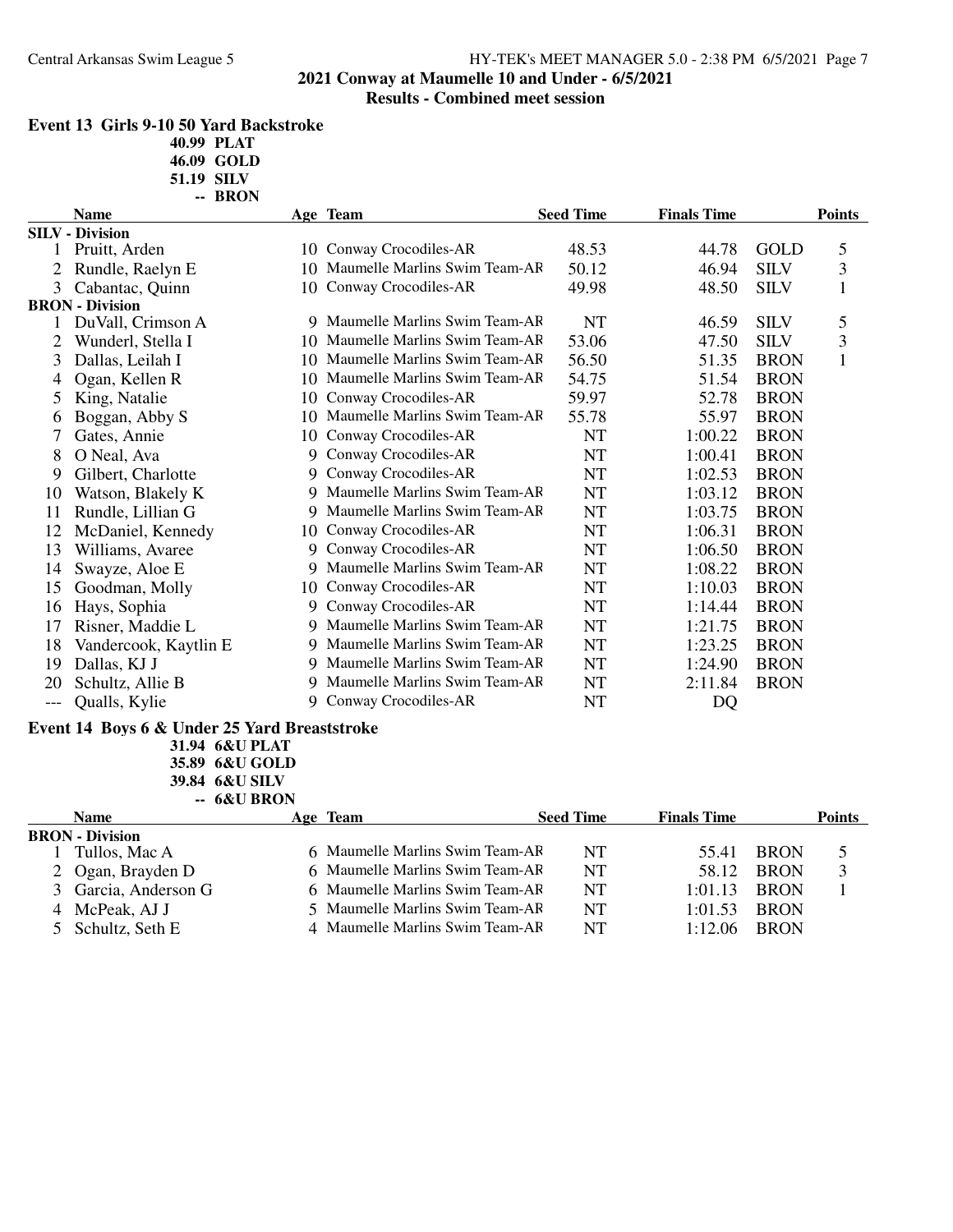## Event 13 Girls 9-10 50 Yard Backstroke

40.99 PLAT
46.09 GOLD
51.19 SILV
-- BRON

| | Name | Age | Team | Seed Time | Finals Time | | Points |
|---|---|---|---|---|---|---|---|
| **SILV - Division** | | | | | | | |
| 1 | Pruitt, Arden | 10 | Conway Crocodiles-AR | 48.53 | 44.78 | GOLD | 5 |
| 2 | Rundle, Raelyn E | 10 | Maumelle Marlins Swim Team-AR | 50.12 | 46.94 | SILV | 3 |
| 3 | Cabantac, Quinn | 10 | Conway Crocodiles-AR | 49.98 | 48.50 | SILV | 1 |
| **BRON - Division** | | | | | | | |
| 1 | DuVall, Crimson A | 9 | Maumelle Marlins Swim Team-AR | NT | 46.59 | SILV | 5 |
| 2 | Wunderl, Stella I | 10 | Maumelle Marlins Swim Team-AR | 53.06 | 47.50 | SILV | 3 |
| 3 | Dallas, Leilah I | 10 | Maumelle Marlins Swim Team-AR | 56.50 | 51.35 | BRON | 1 |
| 4 | Ogan, Kellen R | 10 | Maumelle Marlins Swim Team-AR | 54.75 | 51.54 | BRON | |
| 5 | King, Natalie | 10 | Conway Crocodiles-AR | 59.97 | 52.78 | BRON | |
| 6 | Boggan, Abby S | 10 | Maumelle Marlins Swim Team-AR | 55.78 | 55.97 | BRON | |
| 7 | Gates, Annie | 10 | Conway Crocodiles-AR | NT | 1:00.22 | BRON | |
| 8 | O Neal, Ava | 9 | Conway Crocodiles-AR | NT | 1:00.41 | BRON | |
| 9 | Gilbert, Charlotte | 9 | Conway Crocodiles-AR | NT | 1:02.53 | BRON | |
| 10 | Watson, Blakely K | 9 | Maumelle Marlins Swim Team-AR | NT | 1:03.12 | BRON | |
| 11 | Rundle, Lillian G | 9 | Maumelle Marlins Swim Team-AR | NT | 1:03.75 | BRON | |
| 12 | McDaniel, Kennedy | 10 | Conway Crocodiles-AR | NT | 1:06.31 | BRON | |
| 13 | Williams, Avaree | 9 | Conway Crocodiles-AR | NT | 1:06.50 | BRON | |
| 14 | Swayze, Aloe E | 9 | Maumelle Marlins Swim Team-AR | NT | 1:08.22 | BRON | |
| 15 | Goodman, Molly | 10 | Conway Crocodiles-AR | NT | 1:10.03 | BRON | |
| 16 | Hays, Sophia | 9 | Conway Crocodiles-AR | NT | 1:14.44 | BRON | |
| 17 | Risner, Maddie L | 9 | Maumelle Marlins Swim Team-AR | NT | 1:21.75 | BRON | |
| 18 | Vandercook, Kaytlin E | 9 | Maumelle Marlins Swim Team-AR | NT | 1:23.25 | BRON | |
| 19 | Dallas, KJ J | 9 | Maumelle Marlins Swim Team-AR | NT | 1:24.90 | BRON | |
| 20 | Schultz, Allie B | 9 | Maumelle Marlins Swim Team-AR | NT | 2:11.84 | BRON | |
| --- | Qualls, Kylie | 9 | Conway Crocodiles-AR | NT | DQ | | |

## Event 14 Boys 6 & Under 25 Yard Breaststroke

31.94 6&U PLAT
35.89 6&U GOLD
39.84 6&U SILV
-- 6&U BRON

| | Name | Age | Team | Seed Time | Finals Time | | Points |
|---|---|---|---|---|---|---|---|
| **BRON - Division** | | | | | | | |
| 1 | Tullos, Mac A | 6 | Maumelle Marlins Swim Team-AR | NT | 55.41 | BRON | 5 |
| 2 | Ogan, Brayden D | 6 | Maumelle Marlins Swim Team-AR | NT | 58.12 | BRON | 3 |
| 3 | Garcia, Anderson G | 6 | Maumelle Marlins Swim Team-AR | NT | 1:01.13 | BRON | 1 |
| 4 | McPeak, AJ J | 5 | Maumelle Marlins Swim Team-AR | NT | 1:01.53 | BRON | |
| 5 | Schultz, Seth E | 4 | Maumelle Marlins Swim Team-AR | NT | 1:12.06 | BRON | |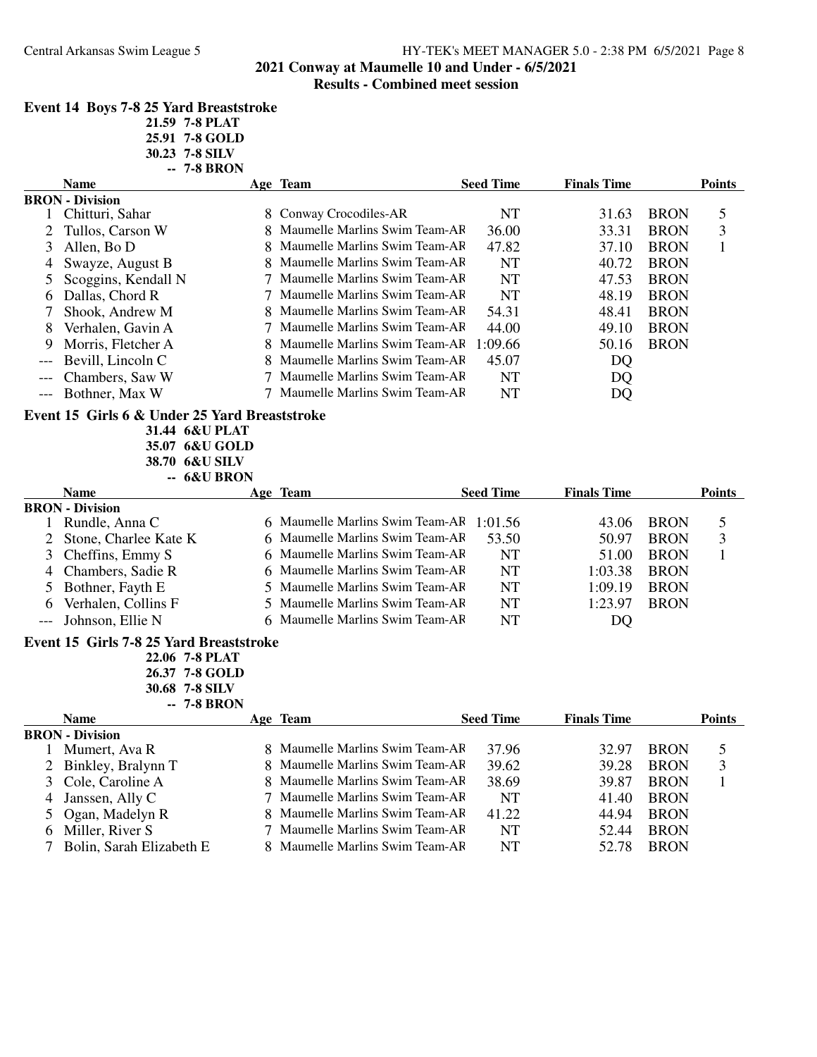**2021 Conway at Maumelle 10 and Under - 6/5/2021**

**Results - Combined meet session**

### Event 14 Boys 7-8 25 Yard Breaststroke

21.59 7-8 PLAT
25.91 7-8 GOLD
30.23 7-8 SILV
-- 7-8 BRON

| | Name | Age | Team | Seed Time | Finals Time | | Points |
|---|---|---|---|---|---|---|---|
| **BRON - Division** | | | | | | | |
| 1 | Chitturi, Sahar | 8 | Conway Crocodiles-AR | NT | 31.63 | BRON | 5 |
| 2 | Tullos, Carson W | 8 | Maumelle Marlins Swim Team-AR | 36.00 | 33.31 | BRON | 3 |
| 3 | Allen, Bo D | 8 | Maumelle Marlins Swim Team-AR | 47.82 | 37.10 | BRON | 1 |
| 4 | Swayze, August B | 8 | Maumelle Marlins Swim Team-AR | NT | 40.72 | BRON | |
| 5 | Scoggins, Kendall N | 7 | Maumelle Marlins Swim Team-AR | NT | 47.53 | BRON | |
| 6 | Dallas, Chord R | 7 | Maumelle Marlins Swim Team-AR | NT | 48.19 | BRON | |
| 7 | Shook, Andrew M | 8 | Maumelle Marlins Swim Team-AR | 54.31 | 48.41 | BRON | |
| 8 | Verhalen, Gavin A | 7 | Maumelle Marlins Swim Team-AR | 44.00 | 49.10 | BRON | |
| 9 | Morris, Fletcher A | 8 | Maumelle Marlins Swim Team-AR | 1:09.66 | 50.16 | BRON | |
| --- | Bevill, Lincoln C | 8 | Maumelle Marlins Swim Team-AR | 45.07 | DQ | | |
| --- | Chambers, Saw W | 7 | Maumelle Marlins Swim Team-AR | NT | DQ | | |
| --- | Bothner, Max W | 7 | Maumelle Marlins Swim Team-AR | NT | DQ | | |

### Event 15 Girls 6 & Under 25 Yard Breaststroke

31.44 6&U PLAT
35.07 6&U GOLD
38.70 6&U SILV
-- 6&U BRON

| | Name | Age | Team | Seed Time | Finals Time | | Points |
|---|---|---|---|---|---|---|---|
| **BRON - Division** | | | | | | | |
| 1 | Rundle, Anna C | 6 | Maumelle Marlins Swim Team-AR | 1:01.56 | 43.06 | BRON | 5 |
| 2 | Stone, Charlee Kate K | 6 | Maumelle Marlins Swim Team-AR | 53.50 | 50.97 | BRON | 3 |
| 3 | Cheffins, Emmy S | 6 | Maumelle Marlins Swim Team-AR | NT | 51.00 | BRON | 1 |
| 4 | Chambers, Sadie R | 6 | Maumelle Marlins Swim Team-AR | NT | 1:03.38 | BRON | |
| 5 | Bothner, Fayth E | 5 | Maumelle Marlins Swim Team-AR | NT | 1:09.19 | BRON | |
| 6 | Verhalen, Collins F | 5 | Maumelle Marlins Swim Team-AR | NT | 1:23.97 | BRON | |
| --- | Johnson, Ellie N | 6 | Maumelle Marlins Swim Team-AR | NT | DQ | | |

### Event 15 Girls 7-8 25 Yard Breaststroke

22.06 7-8 PLAT
26.37 7-8 GOLD
30.68 7-8 SILV
-- 7-8 BRON

| | Name | Age | Team | Seed Time | Finals Time | | Points |
|---|---|---|---|---|---|---|---|
| **BRON - Division** | | | | | | | |
| 1 | Mumert, Ava R | 8 | Maumelle Marlins Swim Team-AR | 37.96 | 32.97 | BRON | 5 |
| 2 | Binkley, Bralynn T | 8 | Maumelle Marlins Swim Team-AR | 39.62 | 39.28 | BRON | 3 |
| 3 | Cole, Caroline A | 8 | Maumelle Marlins Swim Team-AR | 38.69 | 39.87 | BRON | 1 |
| 4 | Janssen, Ally C | 7 | Maumelle Marlins Swim Team-AR | NT | 41.40 | BRON | |
| 5 | Ogan, Madelyn R | 8 | Maumelle Marlins Swim Team-AR | 41.22 | 44.94 | BRON | |
| 6 | Miller, River S | 7 | Maumelle Marlins Swim Team-AR | NT | 52.44 | BRON | |
| 7 | Bolin, Sarah Elizabeth E | 8 | Maumelle Marlins Swim Team-AR | NT | 52.78 | BRON | |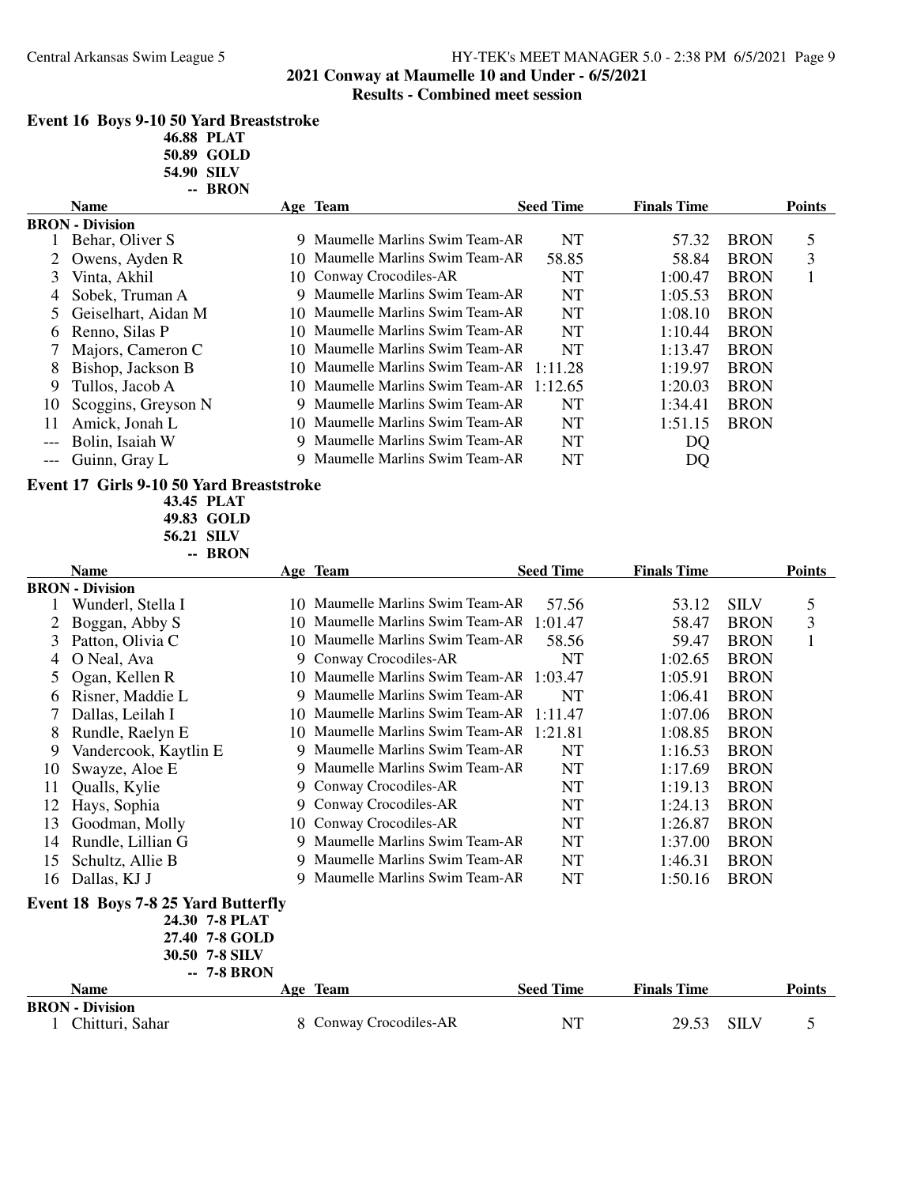## 2021 Conway at Maumelle 10 and Under - 6/5/2021

### Results - Combined meet session

### Event 16 Boys 9-10 50 Yard Breaststroke

46.88 PLAT
50.89 GOLD
54.90 SILV
-- BRON

| | Name | Age | Team | Seed Time | Finals Time | | Points |
|---|---|---|---|---|---|---|---|
| **BRON - Division** | | | | | | | |
| 1 | Behar, Oliver S | 9 | Maumelle Marlins Swim Team-AR | NT | 57.32 | BRON | 5 |
| 2 | Owens, Ayden R | 10 | Maumelle Marlins Swim Team-AR | 58.85 | 58.84 | BRON | 3 |
| 3 | Vinta, Akhil | 10 | Conway Crocodiles-AR | NT | 1:00.47 | BRON | 1 |
| 4 | Sobek, Truman A | 9 | Maumelle Marlins Swim Team-AR | NT | 1:05.53 | BRON | |
| 5 | Geiselhart, Aidan M | 10 | Maumelle Marlins Swim Team-AR | NT | 1:08.10 | BRON | |
| 6 | Renno, Silas P | 10 | Maumelle Marlins Swim Team-AR | NT | 1:10.44 | BRON | |
| 7 | Majors, Cameron C | 10 | Maumelle Marlins Swim Team-AR | NT | 1:13.47 | BRON | |
| 8 | Bishop, Jackson B | 10 | Maumelle Marlins Swim Team-AR | 1:11.28 | 1:19.97 | BRON | |
| 9 | Tullos, Jacob A | 10 | Maumelle Marlins Swim Team-AR | 1:12.65 | 1:20.03 | BRON | |
| 10 | Scoggins, Greyson N | 9 | Maumelle Marlins Swim Team-AR | NT | 1:34.41 | BRON | |
| 11 | Amick, Jonah L | 10 | Maumelle Marlins Swim Team-AR | NT | 1:51.15 | BRON | |
| --- | Bolin, Isaiah W | 9 | Maumelle Marlins Swim Team-AR | NT | DQ | | |
| --- | Guinn, Gray L | 9 | Maumelle Marlins Swim Team-AR | NT | DQ | | |

### Event 17 Girls 9-10 50 Yard Breaststroke

43.45 PLAT
49.83 GOLD
56.21 SILV
-- BRON

| | Name | Age | Team | Seed Time | Finals Time | | Points |
|---|---|---|---|---|---|---|---|
| **BRON - Division** | | | | | | | |
| 1 | Wunderl, Stella I | 10 | Maumelle Marlins Swim Team-AR | 57.56 | 53.12 | SILV | 5 |
| 2 | Boggan, Abby S | 10 | Maumelle Marlins Swim Team-AR | 1:01.47 | 58.47 | BRON | 3 |
| 3 | Patton, Olivia C | 10 | Maumelle Marlins Swim Team-AR | 58.56 | 59.47 | BRON | 1 |
| 4 | O Neal, Ava | 9 | Conway Crocodiles-AR | NT | 1:02.65 | BRON | |
| 5 | Ogan, Kellen R | 10 | Maumelle Marlins Swim Team-AR | 1:03.47 | 1:05.91 | BRON | |
| 6 | Risner, Maddie L | 9 | Maumelle Marlins Swim Team-AR | NT | 1:06.41 | BRON | |
| 7 | Dallas, Leilah I | 10 | Maumelle Marlins Swim Team-AR | 1:11.47 | 1:07.06 | BRON | |
| 8 | Rundle, Raelyn E | 10 | Maumelle Marlins Swim Team-AR | 1:21.81 | 1:08.85 | BRON | |
| 9 | Vandercook, Kaytlin E | 9 | Maumelle Marlins Swim Team-AR | NT | 1:16.53 | BRON | |
| 10 | Swayze, Aloe E | 9 | Maumelle Marlins Swim Team-AR | NT | 1:17.69 | BRON | |
| 11 | Qualls, Kylie | 9 | Conway Crocodiles-AR | NT | 1:19.13 | BRON | |
| 12 | Hays, Sophia | 9 | Conway Crocodiles-AR | NT | 1:24.13 | BRON | |
| 13 | Goodman, Molly | 10 | Conway Crocodiles-AR | NT | 1:26.87 | BRON | |
| 14 | Rundle, Lillian G | 9 | Maumelle Marlins Swim Team-AR | NT | 1:37.00 | BRON | |
| 15 | Schultz, Allie B | 9 | Maumelle Marlins Swim Team-AR | NT | 1:46.31 | BRON | |
| 16 | Dallas, KJ J | 9 | Maumelle Marlins Swim Team-AR | NT | 1:50.16 | BRON | |

### Event 18 Boys 7-8 25 Yard Butterfly

24.30 7-8 PLAT
27.40 7-8 GOLD
30.50 7-8 SILV
-- 7-8 BRON

| | Name | Age | Team | Seed Time | Finals Time | | Points |
|---|---|---|---|---|---|---|---|
| **BRON - Division** | | | | | | | |
| 1 | Chitturi, Sahar | 8 | Conway Crocodiles-AR | NT | 29.53 | SILV | 5 |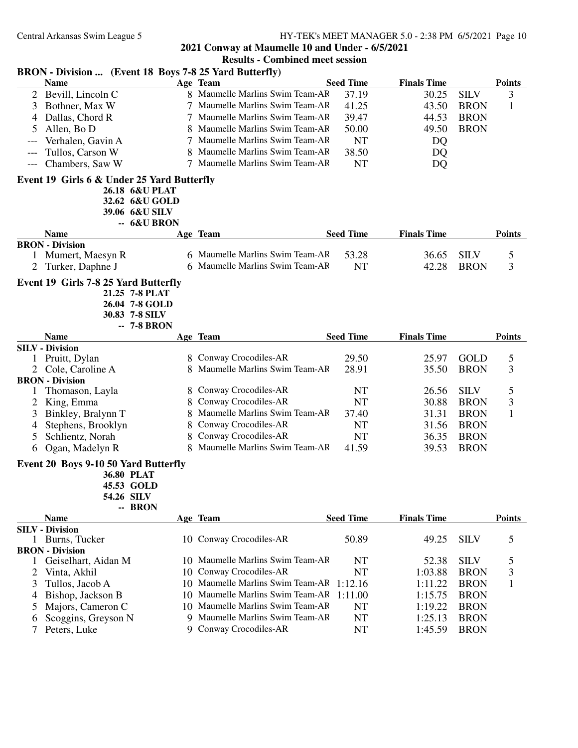## 2021 Conway at Maumelle 10 and Under - 6/5/2021

### Results - Combined meet session

### BRON - Division ... (Event 18 Boys 7-8 25 Yard Butterfly)

| | Name | Age | Team | Seed Time | Finals Time | | Points |
|---|---|---|---|---|---|---|---|
| 2 | Bevill, Lincoln C | 8 | Maumelle Marlins Swim Team-AR | 37.19 | 30.25 | SILV | 3 |
| 3 | Bothner, Max W | 7 | Maumelle Marlins Swim Team-AR | 41.25 | 43.50 | BRON | 1 |
| 4 | Dallas, Chord R | 7 | Maumelle Marlins Swim Team-AR | 39.47 | 44.53 | BRON | |
| 5 | Allen, Bo D | 8 | Maumelle Marlins Swim Team-AR | 50.00 | 49.50 | BRON | |
| --- | Verhalen, Gavin A | 7 | Maumelle Marlins Swim Team-AR | NT | DQ | | |
| --- | Tullos, Carson W | 8 | Maumelle Marlins Swim Team-AR | 38.50 | DQ | | |
| --- | Chambers, Saw W | 7 | Maumelle Marlins Swim Team-AR | NT | DQ | | |

### Event 19 Girls 6 & Under 25 Yard Butterfly

26.18 6&U PLAT
32.62 6&U GOLD
39.06 6&U SILV
-- 6&U BRON

| | Name | Age | Team | Seed Time | Finals Time | | Points |
|---|---|---|---|---|---|---|---|
| **BRON - Division** | | | | | | | |
| 1 | Mumert, Maesyn R | 6 | Maumelle Marlins Swim Team-AR | 53.28 | 36.65 | SILV | 5 |
| 2 | Turker, Daphne J | 6 | Maumelle Marlins Swim Team-AR | NT | 42.28 | BRON | 3 |

### Event 19 Girls 7-8 25 Yard Butterfly

21.25 7-8 PLAT
26.04 7-8 GOLD
30.83 7-8 SILV
-- 7-8 BRON

| | Name | Age | Team | Seed Time | Finals Time | | Points |
|---|---|---|---|---|---|---|---|
| **SILV - Division** | | | | | | | |
| 1 | Pruitt, Dylan | 8 | Conway Crocodiles-AR | 29.50 | 25.97 | GOLD | 5 |
| 2 | Cole, Caroline A | 8 | Maumelle Marlins Swim Team-AR | 28.91 | 35.50 | BRON | 3 |
| **BRON - Division** | | | | | | | |
| 1 | Thomason, Layla | 8 | Conway Crocodiles-AR | NT | 26.56 | SILV | 5 |
| 2 | King, Emma | 8 | Conway Crocodiles-AR | NT | 30.88 | BRON | 3 |
| 3 | Binkley, Bralynn T | 8 | Maumelle Marlins Swim Team-AR | 37.40 | 31.31 | BRON | 1 |
| 4 | Stephens, Brooklyn | 8 | Conway Crocodiles-AR | NT | 31.56 | BRON | |
| 5 | Schlientz, Norah | 8 | Conway Crocodiles-AR | NT | 36.35 | BRON | |
| 6 | Ogan, Madelyn R | 8 | Maumelle Marlins Swim Team-AR | 41.59 | 39.53 | BRON | |

### Event 20 Boys 9-10 50 Yard Butterfly

36.80 PLAT
45.53 GOLD
54.26 SILV
-- BRON

| | Name | Age | Team | Seed Time | Finals Time | | Points |
|---|---|---|---|---|---|---|---|
| **SILV - Division** | | | | | | | |
| 1 | Burns, Tucker | 10 | Conway Crocodiles-AR | 50.89 | 49.25 | SILV | 5 |
| **BRON - Division** | | | | | | | |
| 1 | Geiselhart, Aidan M | 10 | Maumelle Marlins Swim Team-AR | NT | 52.38 | SILV | 5 |
| 2 | Vinta, Akhil | 10 | Conway Crocodiles-AR | NT | 1:03.88 | BRON | 3 |
| 3 | Tullos, Jacob A | 10 | Maumelle Marlins Swim Team-AR | 1:12.16 | 1:11.22 | BRON | 1 |
| 4 | Bishop, Jackson B | 10 | Maumelle Marlins Swim Team-AR | 1:11.00 | 1:15.75 | BRON | |
| 5 | Majors, Cameron C | 10 | Maumelle Marlins Swim Team-AR | NT | 1:19.22 | BRON | |
| 6 | Scoggins, Greyson N | 9 | Maumelle Marlins Swim Team-AR | NT | 1:25.13 | BRON | |
| 7 | Peters, Luke | 9 | Conway Crocodiles-AR | NT | 1:45.59 | BRON | |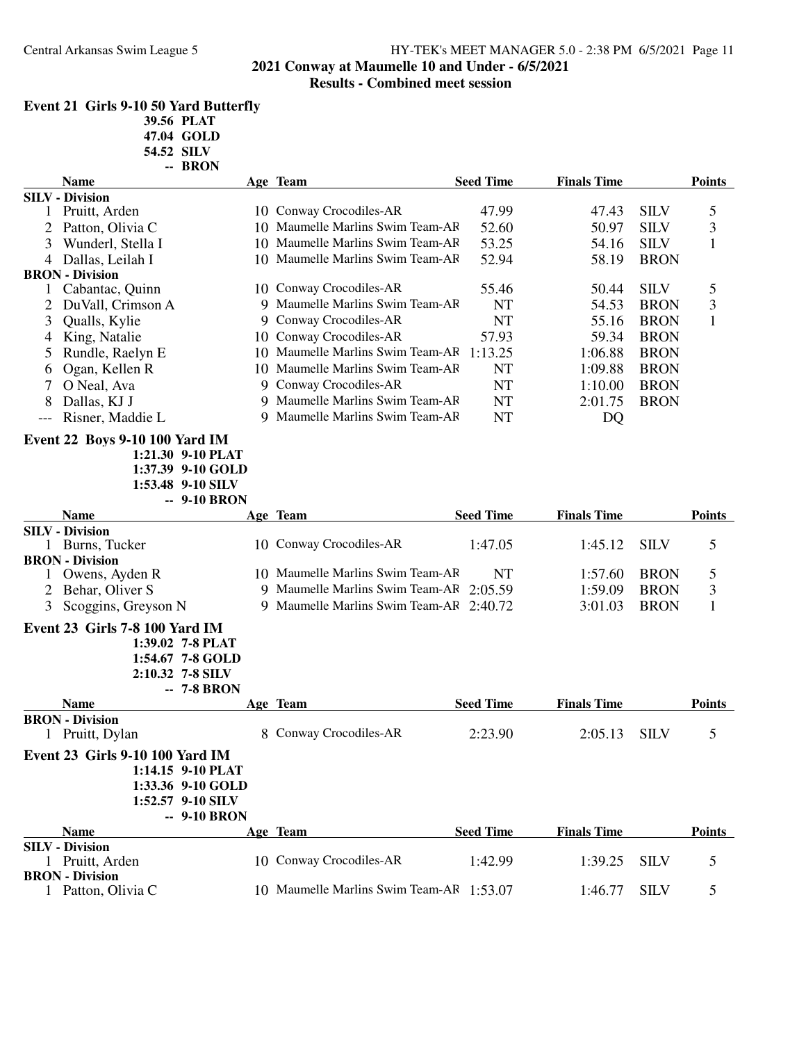**2021 Conway at Maumelle 10 and Under - 6/5/2021**
**Results - Combined meet session**

### Event 21 Girls 9-10 50 Yard Butterfly

**39.56 PLAT**
**47.04 GOLD**
**54.52 SILV**
**-- BRON**

| | Name | Age | Team | Seed Time | Finals Time | | Points |
|---|---|---|---|---|---|---|---|
| **SILV - Division** | | | | | | | |
| 1 | Pruitt, Arden | 10 | Conway Crocodiles-AR | 47.99 | 47.43 | SILV | 5 |
| 2 | Patton, Olivia C | 10 | Maumelle Marlins Swim Team-AR | 52.60 | 50.97 | SILV | 3 |
| 3 | Wunderl, Stella I | 10 | Maumelle Marlins Swim Team-AR | 53.25 | 54.16 | SILV | 1 |
| 4 | Dallas, Leilah I | 10 | Maumelle Marlins Swim Team-AR | 52.94 | 58.19 | BRON | |
| **BRON - Division** | | | | | | | |
| 1 | Cabantac, Quinn | 10 | Conway Crocodiles-AR | 55.46 | 50.44 | SILV | 5 |
| 2 | DuVall, Crimson A | 9 | Maumelle Marlins Swim Team-AR | NT | 54.53 | BRON | 3 |
| 3 | Qualls, Kylie | 9 | Conway Crocodiles-AR | NT | 55.16 | BRON | 1 |
| 4 | King, Natalie | 10 | Conway Crocodiles-AR | 57.93 | 59.34 | BRON | |
| 5 | Rundle, Raelyn E | 10 | Maumelle Marlins Swim Team-AR | 1:13.25 | 1:06.88 | BRON | |
| 6 | Ogan, Kellen R | 10 | Maumelle Marlins Swim Team-AR | NT | 1:09.88 | BRON | |
| 7 | O Neal, Ava | 9 | Conway Crocodiles-AR | NT | 1:10.00 | BRON | |
| 8 | Dallas, KJ J | 9 | Maumelle Marlins Swim Team-AR | NT | 2:01.75 | BRON | |
| --- | Risner, Maddie L | 9 | Maumelle Marlins Swim Team-AR | NT | DQ | | |

### Event 22 Boys 9-10 100 Yard IM

**1:21.30 9-10 PLAT**
**1:37.39 9-10 GOLD**
**1:53.48 9-10 SILV**
**-- 9-10 BRON**

| | Name | Age | Team | Seed Time | Finals Time | | Points |
|---|---|---|---|---|---|---|---|
| **SILV - Division** | | | | | | | |
| 1 | Burns, Tucker | 10 | Conway Crocodiles-AR | 1:47.05 | 1:45.12 | SILV | 5 |
| **BRON - Division** | | | | | | | |
| 1 | Owens, Ayden R | 10 | Maumelle Marlins Swim Team-AR | NT | 1:57.60 | BRON | 5 |
| 2 | Behar, Oliver S | 9 | Maumelle Marlins Swim Team-AR | 2:05.59 | 1:59.09 | BRON | 3 |
| 3 | Scoggins, Greyson N | 9 | Maumelle Marlins Swim Team-AR | 2:40.72 | 3:01.03 | BRON | 1 |

### Event 23 Girls 7-8 100 Yard IM

**1:39.02 7-8 PLAT**
**1:54.67 7-8 GOLD**
**2:10.32 7-8 SILV**
**-- 7-8 BRON**

| | Name | Age | Team | Seed Time | Finals Time | | Points |
|---|---|---|---|---|---|---|---|
| **BRON - Division** | | | | | | | |
| 1 | Pruitt, Dylan | 8 | Conway Crocodiles-AR | 2:23.90 | 2:05.13 | SILV | 5 |

### Event 23 Girls 9-10 100 Yard IM

**1:14.15 9-10 PLAT**
**1:33.36 9-10 GOLD**
**1:52.57 9-10 SILV**
**-- 9-10 BRON**

| | Name | Age | Team | Seed Time | Finals Time | | Points |
|---|---|---|---|---|---|---|---|
| **SILV - Division** | | | | | | | |
| 1 | Pruitt, Arden | 10 | Conway Crocodiles-AR | 1:42.99 | 1:39.25 | SILV | 5 |
| **BRON - Division** | | | | | | | |
| 1 | Patton, Olivia C | 10 | Maumelle Marlins Swim Team-AR | 1:53.07 | 1:46.77 | SILV | 5 |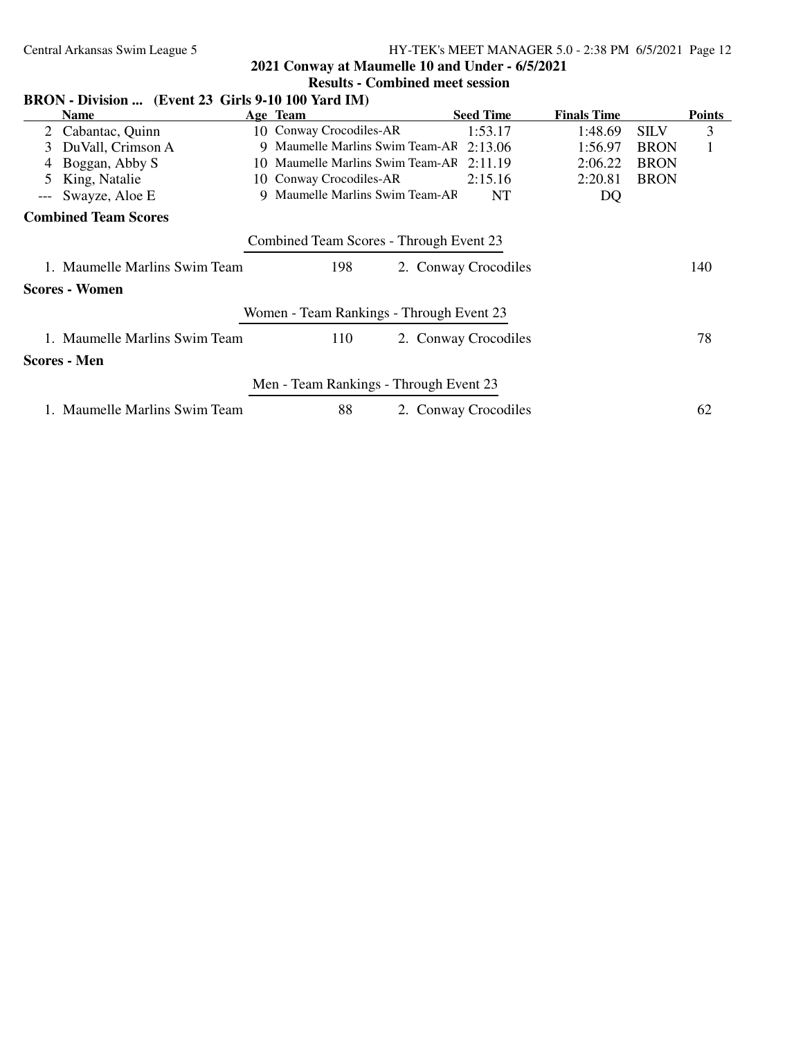**2021 Conway at Maumelle 10 and Under - 6/5/2021**

**Results - Combined meet session**

**BRON - Division ... (Event 23 Girls 9-10 100 Yard IM)**

| | Name | Age | Team | Seed Time | Finals Time | | Points |
|---|---|---|---|---|---|---|---|
| 2 | Cabantac, Quinn | 10 | Conway Crocodiles-AR | 1:53.17 | 1:48.69 | SILV | 3 |
| 3 | DuVall, Crimson A | 9 | Maumelle Marlins Swim Team-AR | 2:13.06 | 1:56.97 | BRON | 1 |
| 4 | Boggan, Abby S | 10 | Maumelle Marlins Swim Team-AR | 2:11.19 | 2:06.22 | BRON | |
| 5 | King, Natalie | 10 | Conway Crocodiles-AR | 2:15.16 | 2:20.81 | BRON | |
| --- | Swayze, Aloe E | 9 | Maumelle Marlins Swim Team-AR | NT | DQ | | |

**Combined Team Scores**

Combined Team Scores - Through Event 23

| | | | |
|---|---|---|---|
| 1. Maumelle Marlins Swim Team | 198 | 2. Conway Crocodiles | 140 |

**Scores - Women**

Women - Team Rankings - Through Event 23

| | | | |
|---|---|---|---|
| 1. Maumelle Marlins Swim Team | 110 | 2. Conway Crocodiles | 78 |

**Scores - Men**

Men - Team Rankings - Through Event 23

| | | | |
|---|---|---|---|
| 1. Maumelle Marlins Swim Team | 88 | 2. Conway Crocodiles | 62 |